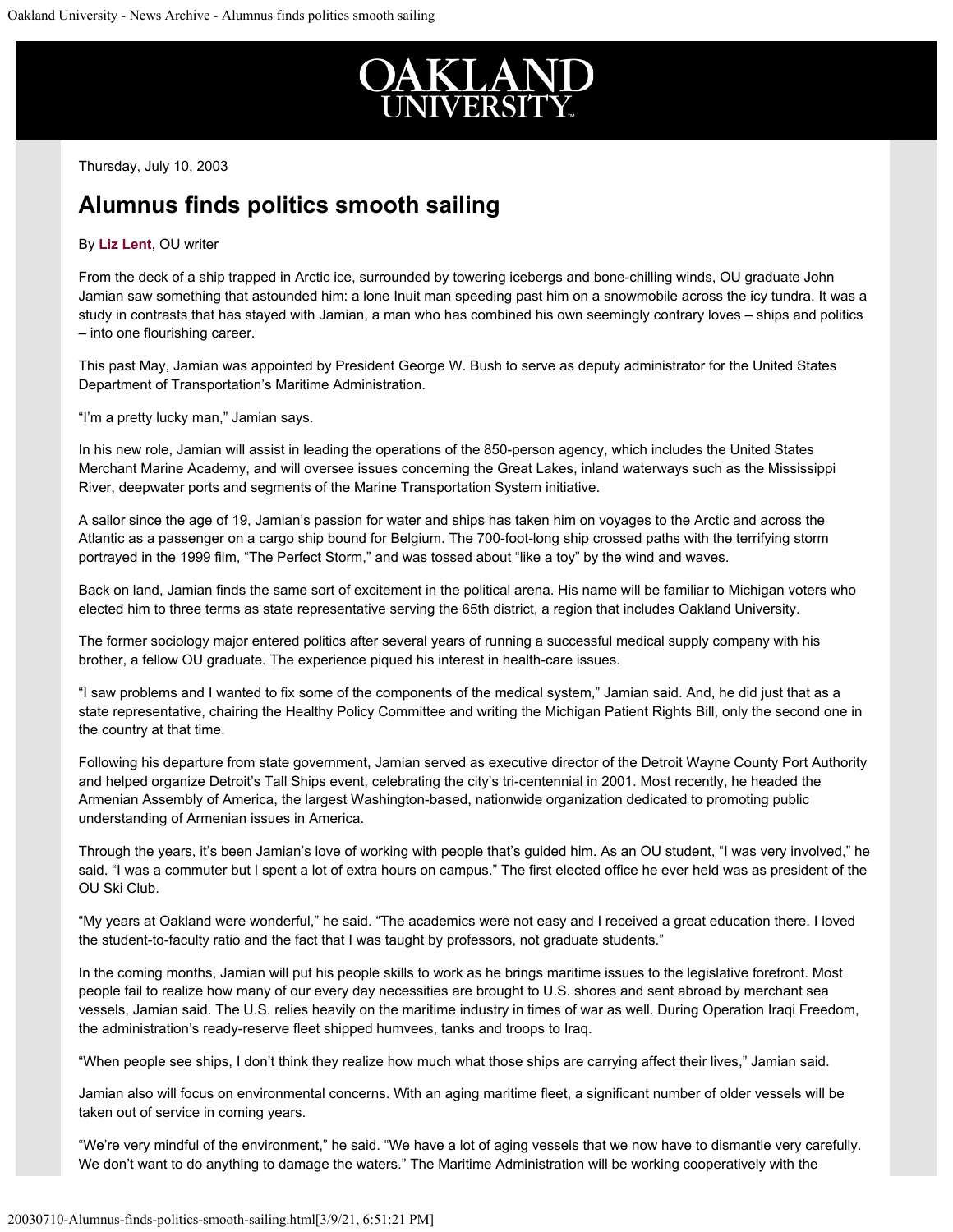Thursday, July 10, 2003

# Alumnus finds politics smooth sailing

By **Liz Lent**, OU writer

From the deck of a ship trapped in Arctic ice, surrounded by towering icebergs and bone-chilling winds, OU graduate John Jamian saw something that astounded him: a lone Inuit man speeding past him on a snowmobile across the icy tundra. It was a study in contrasts that has stayed with Jamian, a man who has combined his own seemingly contrary loves – ships and politics – into one flourishing career.

This past May, Jamian was appointed by President George W. Bush to serve as deputy administrator for the United States Department of Transportation's Maritime Administration.

"I'm a pretty lucky man," Jamian says.

In his new role, Jamian will assist in leading the operations of the 850-person agency, which includes the United States Merchant Marine Academy, and will oversee issues concerning the Great Lakes, inland waterways such as the Mississippi River, deepwater ports and segments of the Marine Transportation System initiative.

A sailor since the age of 19, Jamian's passion for water and ships has taken him on voyages to the Arctic and across the Atlantic as a passenger on a cargo ship bound for Belgium. The 700-foot-long ship crossed paths with the terrifying storm portrayed in the 1999 film, "The Perfect Storm," and was tossed about "like a toy" by the wind and waves.

Back on land, Jamian finds the same sort of excitement in the political arena. His name will be familiar to Michigan voters who elected him to three terms as state representative serving the 65th district, a region that includes Oakland University.

The former sociology major entered politics after several years of running a successful medical supply company with his brother, a fellow OU graduate. The experience piqued his interest in health-care issues.

"I saw problems and I wanted to fix some of the components of the medical system," Jamian said. And, he did just that as a state representative, chairing the Healthy Policy Committee and writing the Michigan Patient Rights Bill, only the second one in the country at that time.

Following his departure from state government, Jamian served as executive director of the Detroit Wayne County Port Authority and helped organize Detroit's Tall Ships event, celebrating the city's tri-centennial in 2001. Most recently, he headed the Armenian Assembly of America, the largest Washington-based, nationwide organization dedicated to promoting public understanding of Armenian issues in America.

Through the years, it's been Jamian's love of working with people that's guided him. As an OU student, "I was very involved," he said. "I was a commuter but I spent a lot of extra hours on campus." The first elected office he ever held was as president of the OU Ski Club.

"My years at Oakland were wonderful," he said. "The academics were not easy and I received a great education there. I loved the student-to-faculty ratio and the fact that I was taught by professors, not graduate students."

In the coming months, Jamian will put his people skills to work as he brings maritime issues to the legislative forefront. Most people fail to realize how many of our every day necessities are brought to U.S. shores and sent abroad by merchant sea vessels, Jamian said. The U.S. relies heavily on the maritime industry in times of war as well. During Operation Iraqi Freedom, the administration's ready-reserve fleet shipped humvees, tanks and troops to Iraq.

"When people see ships, I don't think they realize how much what those ships are carrying affect their lives," Jamian said.

Jamian also will focus on environmental concerns. With an aging maritime fleet, a significant number of older vessels will be taken out of service in coming years.

"We're very mindful of the environment," he said. "We have a lot of aging vessels that we now have to dismantle very carefully. We don't want to do anything to damage the waters." The Maritime Administration will be working cooperatively with the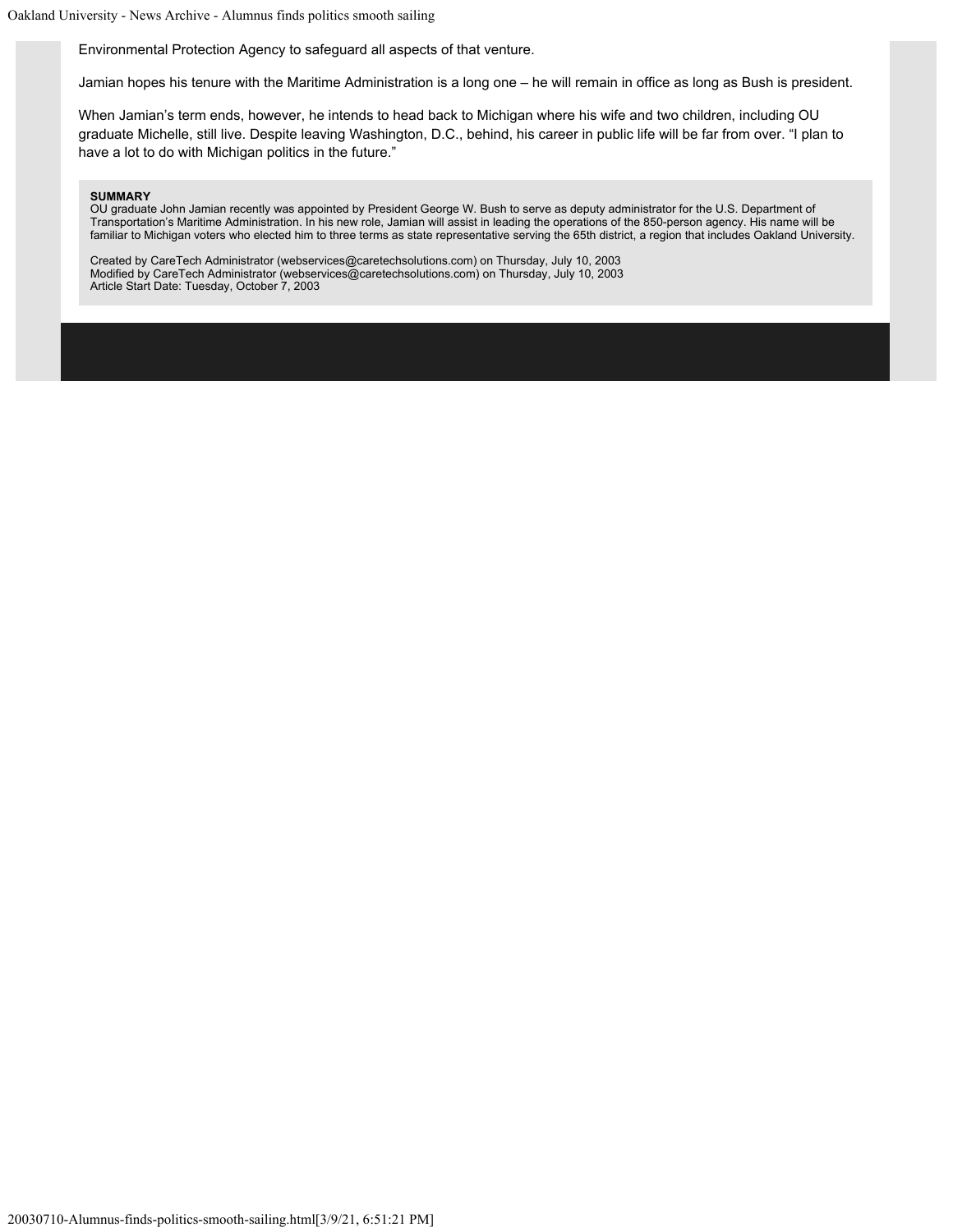Environmental Protection Agency to safeguard all aspects of that venture.

Jamian hopes his tenure with the Maritime Administration is a long one – he will remain in office as long as Bush is president.

When Jamian's term ends, however, he intends to head back to Michigan where his wife and two children, including OU graduate Michelle, still live. Despite leaving Washington, D.C., behind, his career in public life will be far from over. "I plan to have a lot to do with Michigan politics in the future."

**SUMMARY**
OU graduate John Jamian recently was appointed by President George W. Bush to serve as deputy administrator for the U.S. Department of Transportation's Maritime Administration. In his new role, Jamian will assist in leading the operations of the 850-person agency. His name will be familiar to Michigan voters who elected him to three terms as state representative serving the 65th district, a region that includes Oakland University.

Created by CareTech Administrator (webservices@caretechsolutions.com) on Thursday, July 10, 2003
Modified by CareTech Administrator (webservices@caretechsolutions.com) on Thursday, July 10, 2003
Article Start Date: Tuesday, October 7, 2003